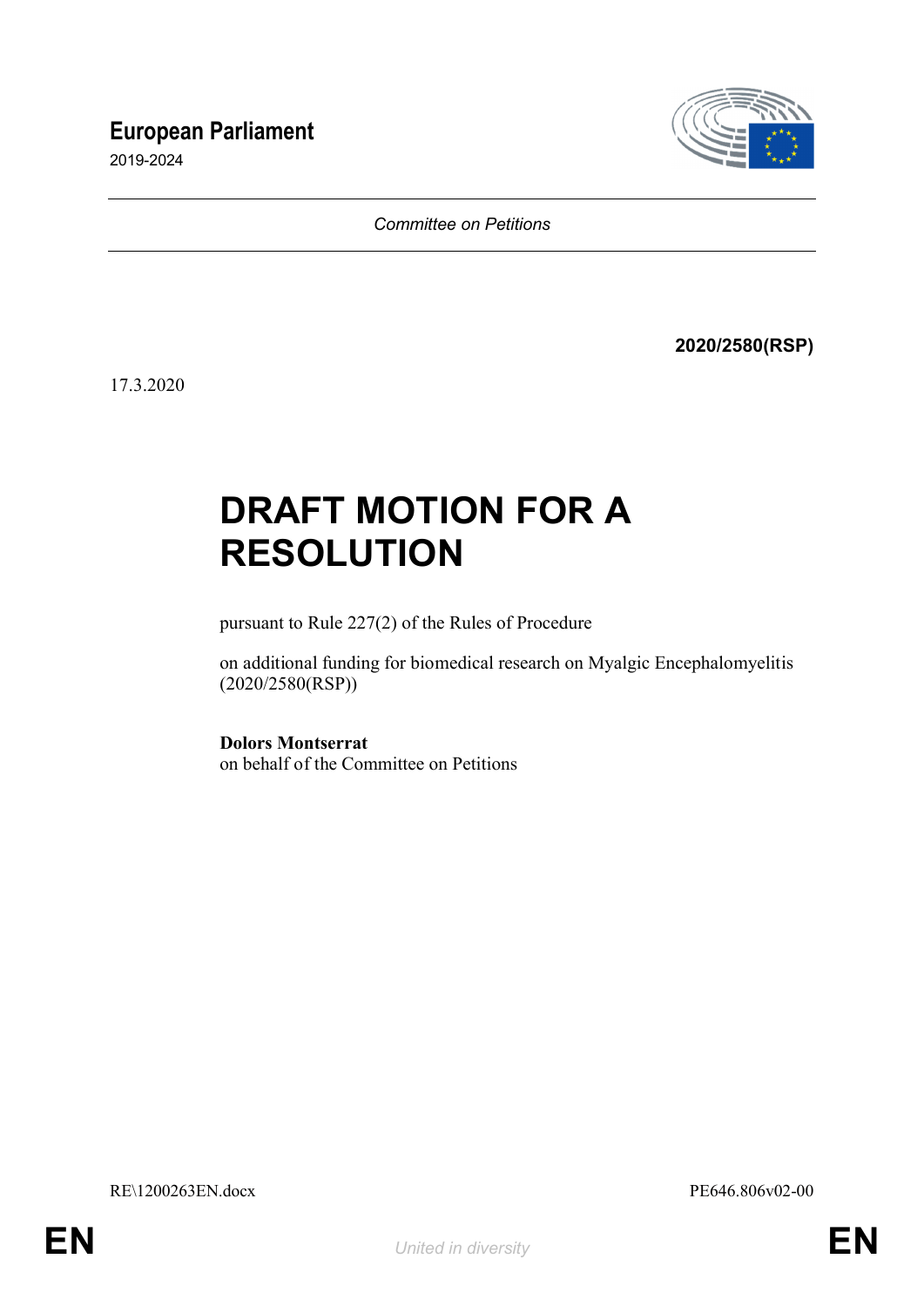**European Parliament**

2019-2024

*Committee on Petitions*

**2020/2580(RSP)**

17.3.2020

# DRAFT MOTION FOR A RESOLUTION

pursuant to Rule 227(2) of the Rules of Procedure

on additional funding for biomedical research on Myalgic Encephalomyelitis (2020/2580(RSP))

**Dolors Montserrat**
on behalf of the Committee on Petitions

RE\1200263EN.docx PE646.806v02-00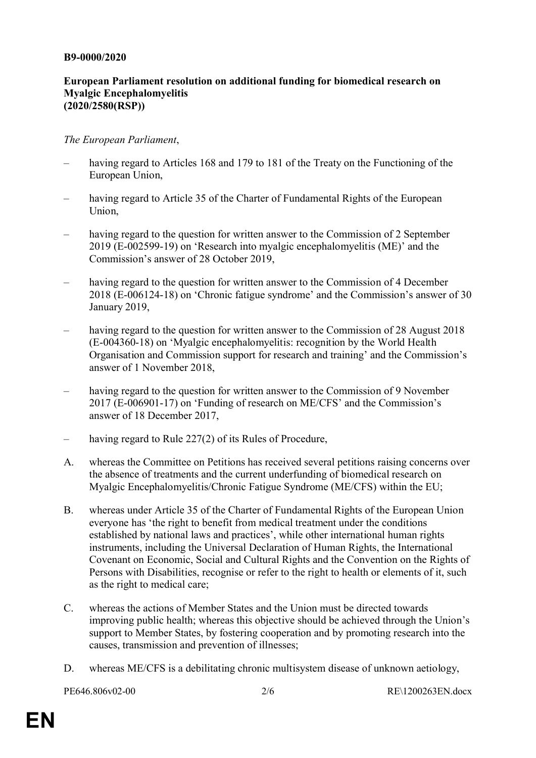**B9-0000/2020**

**European Parliament resolution on additional funding for biomedical research on Myalgic Encephalomyelitis (2020/2580(RSP))**

*The European Parliament*,

– having regard to Articles 168 and 179 to 181 of the Treaty on the Functioning of the European Union,

– having regard to Article 35 of the Charter of Fundamental Rights of the European Union,

– having regard to the question for written answer to the Commission of 2 September 2019 (E-002599-19) on 'Research into myalgic encephalomyelitis (ME)' and the Commission's answer of 28 October 2019,

– having regard to the question for written answer to the Commission of 4 December 2018 (E-006124-18) on 'Chronic fatigue syndrome' and the Commission's answer of 30 January 2019,

– having regard to the question for written answer to the Commission of 28 August 2018 (E-004360-18) on 'Myalgic encephalomyelitis: recognition by the World Health Organisation and Commission support for research and training' and the Commission's answer of 1 November 2018,

– having regard to the question for written answer to the Commission of 9 November 2017 (E-006901-17) on 'Funding of research on ME/CFS' and the Commission's answer of 18 December 2017,

– having regard to Rule 227(2) of its Rules of Procedure,

A. whereas the Committee on Petitions has received several petitions raising concerns over the absence of treatments and the current underfunding of biomedical research on Myalgic Encephalomyelitis/Chronic Fatigue Syndrome (ME/CFS) within the EU;

B. whereas under Article 35 of the Charter of Fundamental Rights of the European Union everyone has 'the right to benefit from medical treatment under the conditions established by national laws and practices', while other international human rights instruments, including the Universal Declaration of Human Rights, the International Covenant on Economic, Social and Cultural Rights and the Convention on the Rights of Persons with Disabilities, recognise or refer to the right to health or elements of it, such as the right to medical care;

C. whereas the actions of Member States and the Union must be directed towards improving public health; whereas this objective should be achieved through the Union's support to Member States, by fostering cooperation and by promoting research into the causes, transmission and prevention of illnesses;

D. whereas ME/CFS is a debilitating chronic multisystem disease of unknown aetiology,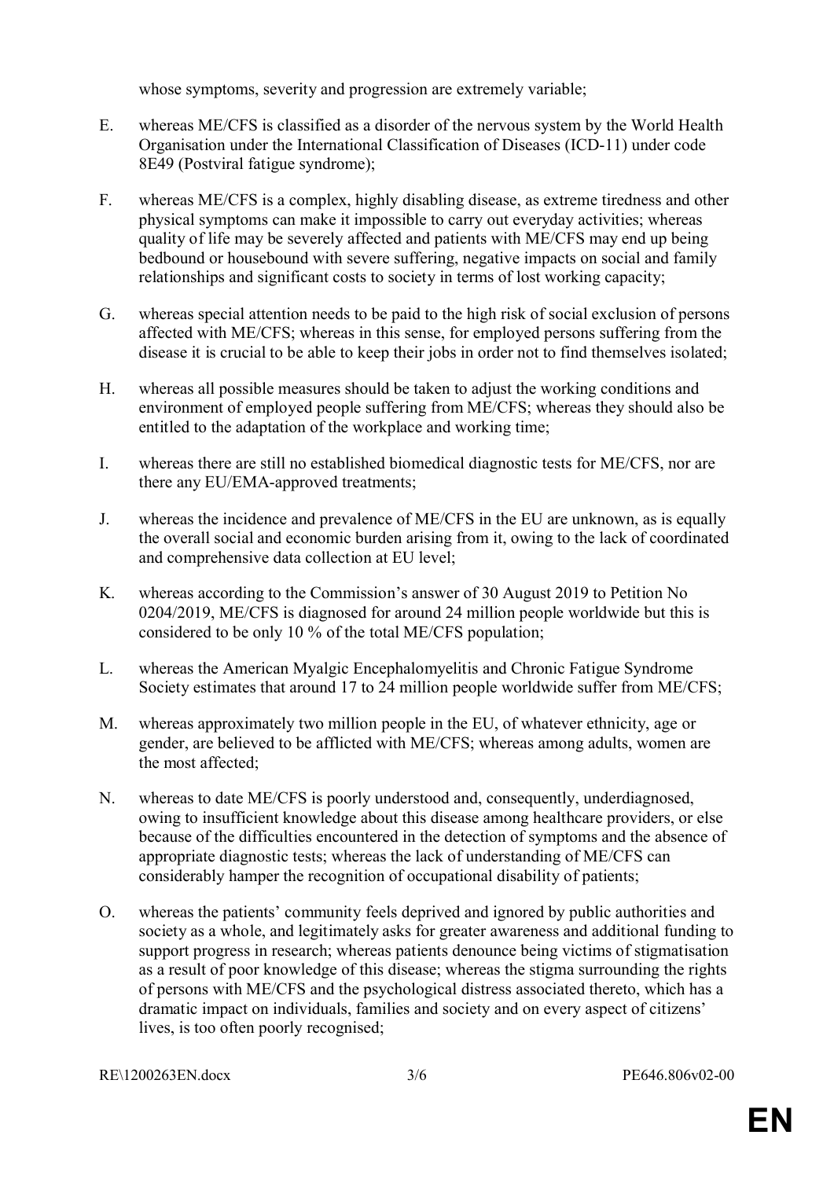whose symptoms, severity and progression are extremely variable;

E. whereas ME/CFS is classified as a disorder of the nervous system by the World Health Organisation under the International Classification of Diseases (ICD-11) under code 8E49 (Postviral fatigue syndrome);

F. whereas ME/CFS is a complex, highly disabling disease, as extreme tiredness and other physical symptoms can make it impossible to carry out everyday activities; whereas quality of life may be severely affected and patients with ME/CFS may end up being bedbound or housebound with severe suffering, negative impacts on social and family relationships and significant costs to society in terms of lost working capacity;

G. whereas special attention needs to be paid to the high risk of social exclusion of persons affected with ME/CFS; whereas in this sense, for employed persons suffering from the disease it is crucial to be able to keep their jobs in order not to find themselves isolated;

H. whereas all possible measures should be taken to adjust the working conditions and environment of employed people suffering from ME/CFS; whereas they should also be entitled to the adaptation of the workplace and working time;

I. whereas there are still no established biomedical diagnostic tests for ME/CFS, nor are there any EU/EMA-approved treatments;

J. whereas the incidence and prevalence of ME/CFS in the EU are unknown, as is equally the overall social and economic burden arising from it, owing to the lack of coordinated and comprehensive data collection at EU level;

K. whereas according to the Commission's answer of 30 August 2019 to Petition No 0204/2019, ME/CFS is diagnosed for around 24 million people worldwide but this is considered to be only 10 % of the total ME/CFS population;

L. whereas the American Myalgic Encephalomyelitis and Chronic Fatigue Syndrome Society estimates that around 17 to 24 million people worldwide suffer from ME/CFS;

M. whereas approximately two million people in the EU, of whatever ethnicity, age or gender, are believed to be afflicted with ME/CFS; whereas among adults, women are the most affected;

N. whereas to date ME/CFS is poorly understood and, consequently, underdiagnosed, owing to insufficient knowledge about this disease among healthcare providers, or else because of the difficulties encountered in the detection of symptoms and the absence of appropriate diagnostic tests; whereas the lack of understanding of ME/CFS can considerably hamper the recognition of occupational disability of patients;

O. whereas the patients' community feels deprived and ignored by public authorities and society as a whole, and legitimately asks for greater awareness and additional funding to support progress in research; whereas patients denounce being victims of stigmatisation as a result of poor knowledge of this disease; whereas the stigma surrounding the rights of persons with ME/CFS and the psychological distress associated thereto, which has a dramatic impact on individuals, families and society and on every aspect of citizens' lives, is too often poorly recognised;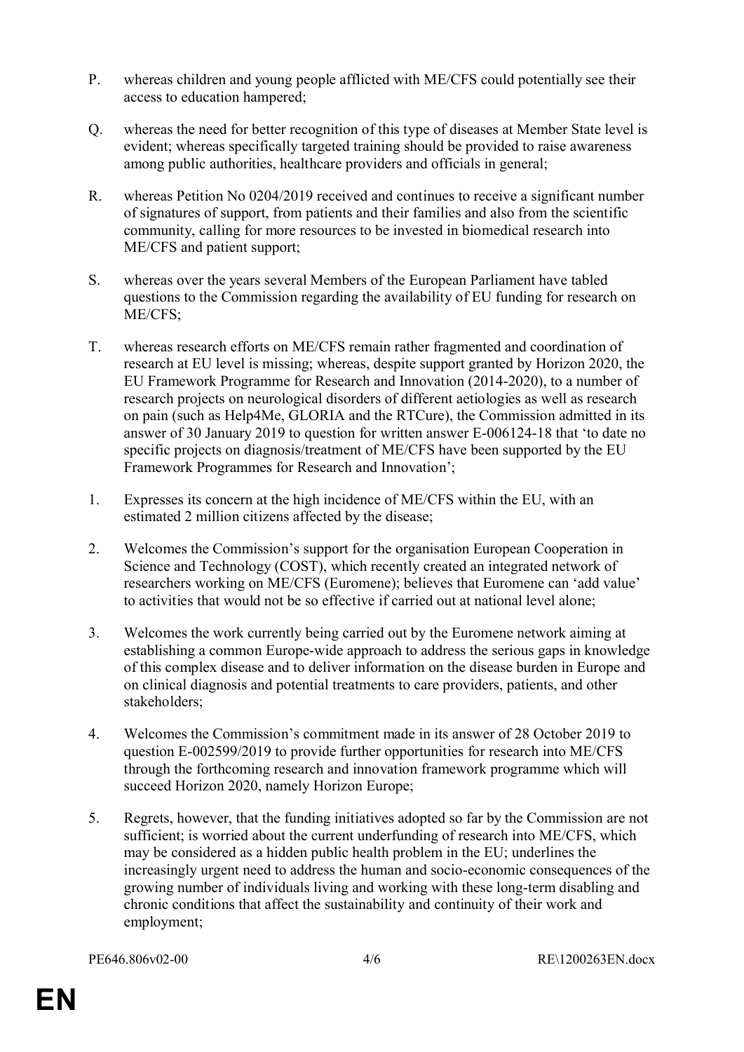P. whereas children and young people afflicted with ME/CFS could potentially see their access to education hampered;

Q. whereas the need for better recognition of this type of diseases at Member State level is evident; whereas specifically targeted training should be provided to raise awareness among public authorities, healthcare providers and officials in general;

R. whereas Petition No 0204/2019 received and continues to receive a significant number of signatures of support, from patients and their families and also from the scientific community, calling for more resources to be invested in biomedical research into ME/CFS and patient support;

S. whereas over the years several Members of the European Parliament have tabled questions to the Commission regarding the availability of EU funding for research on ME/CFS;

T. whereas research efforts on ME/CFS remain rather fragmented and coordination of research at EU level is missing; whereas, despite support granted by Horizon 2020, the EU Framework Programme for Research and Innovation (2014-2020), to a number of research projects on neurological disorders of different aetiologies as well as research on pain (such as Help4Me, GLORIA and the RTCure), the Commission admitted in its answer of 30 January 2019 to question for written answer E-006124-18 that 'to date no specific projects on diagnosis/treatment of ME/CFS have been supported by the EU Framework Programmes for Research and Innovation';

1. Expresses its concern at the high incidence of ME/CFS within the EU, with an estimated 2 million citizens affected by the disease;

2. Welcomes the Commission's support for the organisation European Cooperation in Science and Technology (COST), which recently created an integrated network of researchers working on ME/CFS (Euromene); believes that Euromene can 'add value' to activities that would not be so effective if carried out at national level alone;

3. Welcomes the work currently being carried out by the Euromene network aiming at establishing a common Europe-wide approach to address the serious gaps in knowledge of this complex disease and to deliver information on the disease burden in Europe and on clinical diagnosis and potential treatments to care providers, patients, and other stakeholders;

4. Welcomes the Commission's commitment made in its answer of 28 October 2019 to question E-002599/2019 to provide further opportunities for research into ME/CFS through the forthcoming research and innovation framework programme which will succeed Horizon 2020, namely Horizon Europe;

5. Regrets, however, that the funding initiatives adopted so far by the Commission are not sufficient; is worried about the current underfunding of research into ME/CFS, which may be considered as a hidden public health problem in the EU; underlines the increasingly urgent need to address the human and socio-economic consequences of the growing number of individuals living and working with these long-term disabling and chronic conditions that affect the sustainability and continuity of their work and employment;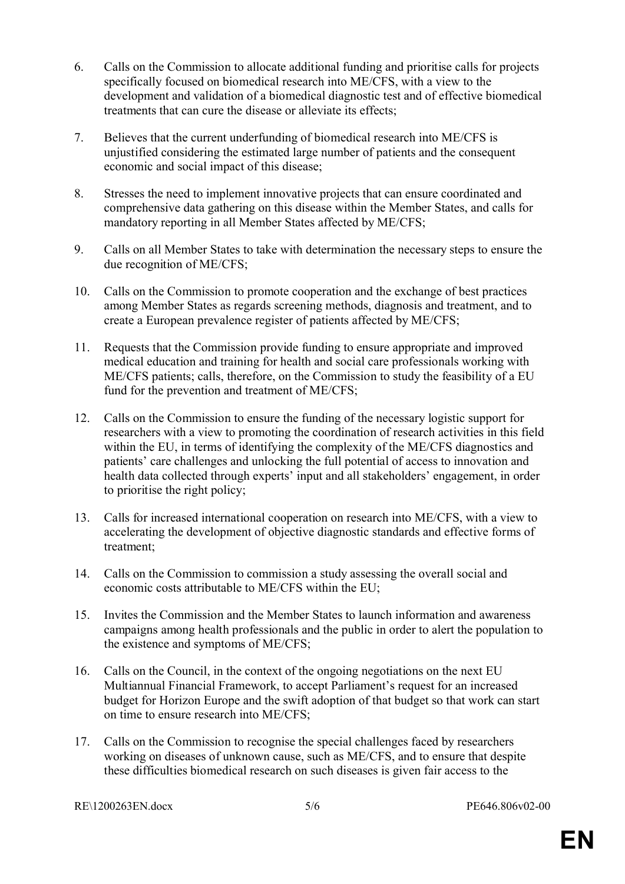6. Calls on the Commission to allocate additional funding and prioritise calls for projects specifically focused on biomedical research into ME/CFS, with a view to the development and validation of a biomedical diagnostic test and of effective biomedical treatments that can cure the disease or alleviate its effects;

7. Believes that the current underfunding of biomedical research into ME/CFS is unjustified considering the estimated large number of patients and the consequent economic and social impact of this disease;

8. Stresses the need to implement innovative projects that can ensure coordinated and comprehensive data gathering on this disease within the Member States, and calls for mandatory reporting in all Member States affected by ME/CFS;

9. Calls on all Member States to take with determination the necessary steps to ensure the due recognition of ME/CFS;

10. Calls on the Commission to promote cooperation and the exchange of best practices among Member States as regards screening methods, diagnosis and treatment, and to create a European prevalence register of patients affected by ME/CFS;

11. Requests that the Commission provide funding to ensure appropriate and improved medical education and training for health and social care professionals working with ME/CFS patients; calls, therefore, on the Commission to study the feasibility of a EU fund for the prevention and treatment of ME/CFS;

12. Calls on the Commission to ensure the funding of the necessary logistic support for researchers with a view to promoting the coordination of research activities in this field within the EU, in terms of identifying the complexity of the ME/CFS diagnostics and patients' care challenges and unlocking the full potential of access to innovation and health data collected through experts' input and all stakeholders' engagement, in order to prioritise the right policy;

13. Calls for increased international cooperation on research into ME/CFS, with a view to accelerating the development of objective diagnostic standards and effective forms of treatment;

14. Calls on the Commission to commission a study assessing the overall social and economic costs attributable to ME/CFS within the EU;

15. Invites the Commission and the Member States to launch information and awareness campaigns among health professionals and the public in order to alert the population to the existence and symptoms of ME/CFS;

16. Calls on the Council, in the context of the ongoing negotiations on the next EU Multiannual Financial Framework, to accept Parliament's request for an increased budget for Horizon Europe and the swift adoption of that budget so that work can start on time to ensure research into ME/CFS;

17. Calls on the Commission to recognise the special challenges faced by researchers working on diseases of unknown cause, such as ME/CFS, and to ensure that despite these difficulties biomedical research on such diseases is given fair access to the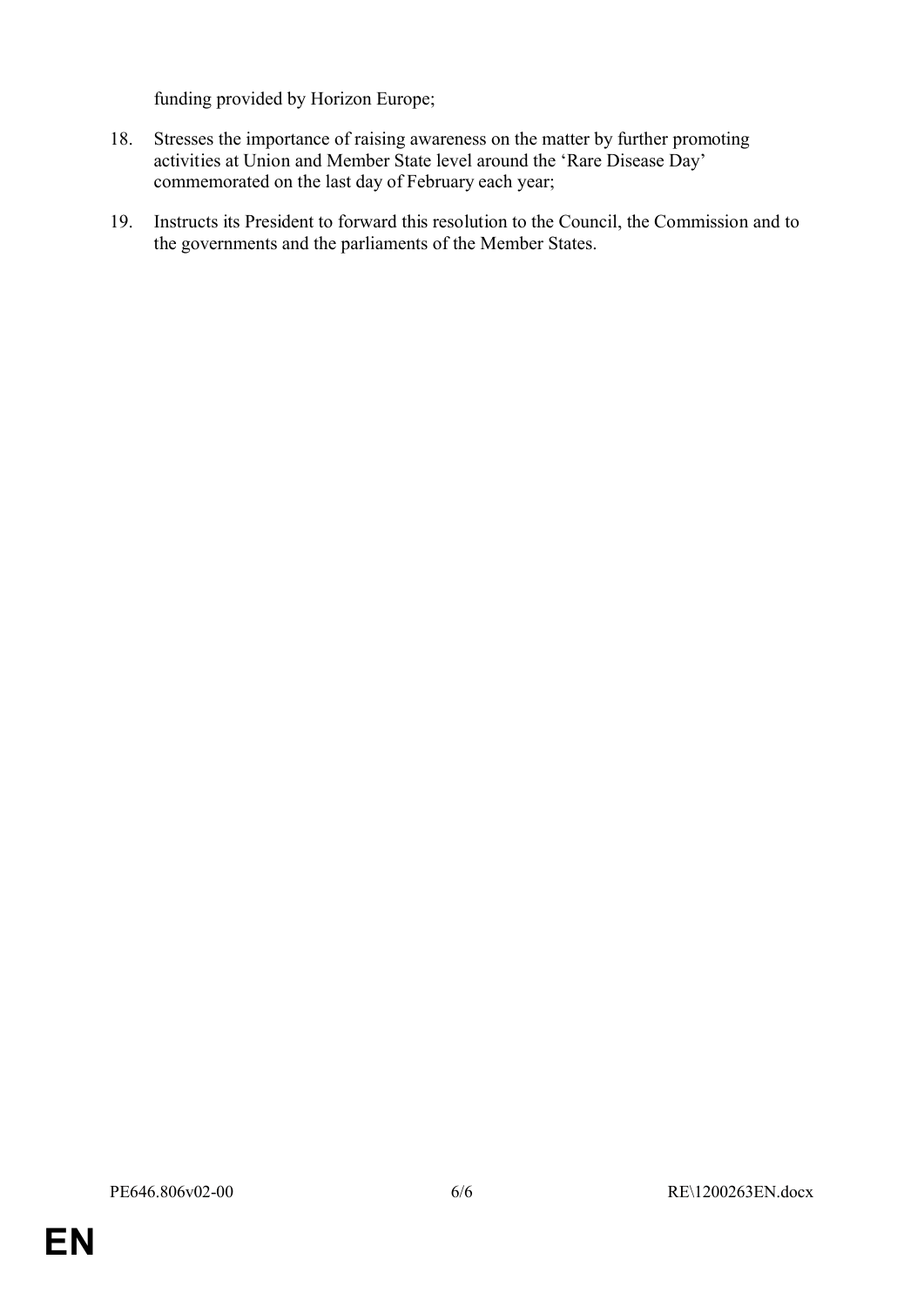funding provided by Horizon Europe;

18. Stresses the importance of raising awareness on the matter by further promoting activities at Union and Member State level around the ‘Rare Disease Day’ commemorated on the last day of February each year;

19. Instructs its President to forward this resolution to the Council, the Commission and to the governments and the parliaments of the Member States.